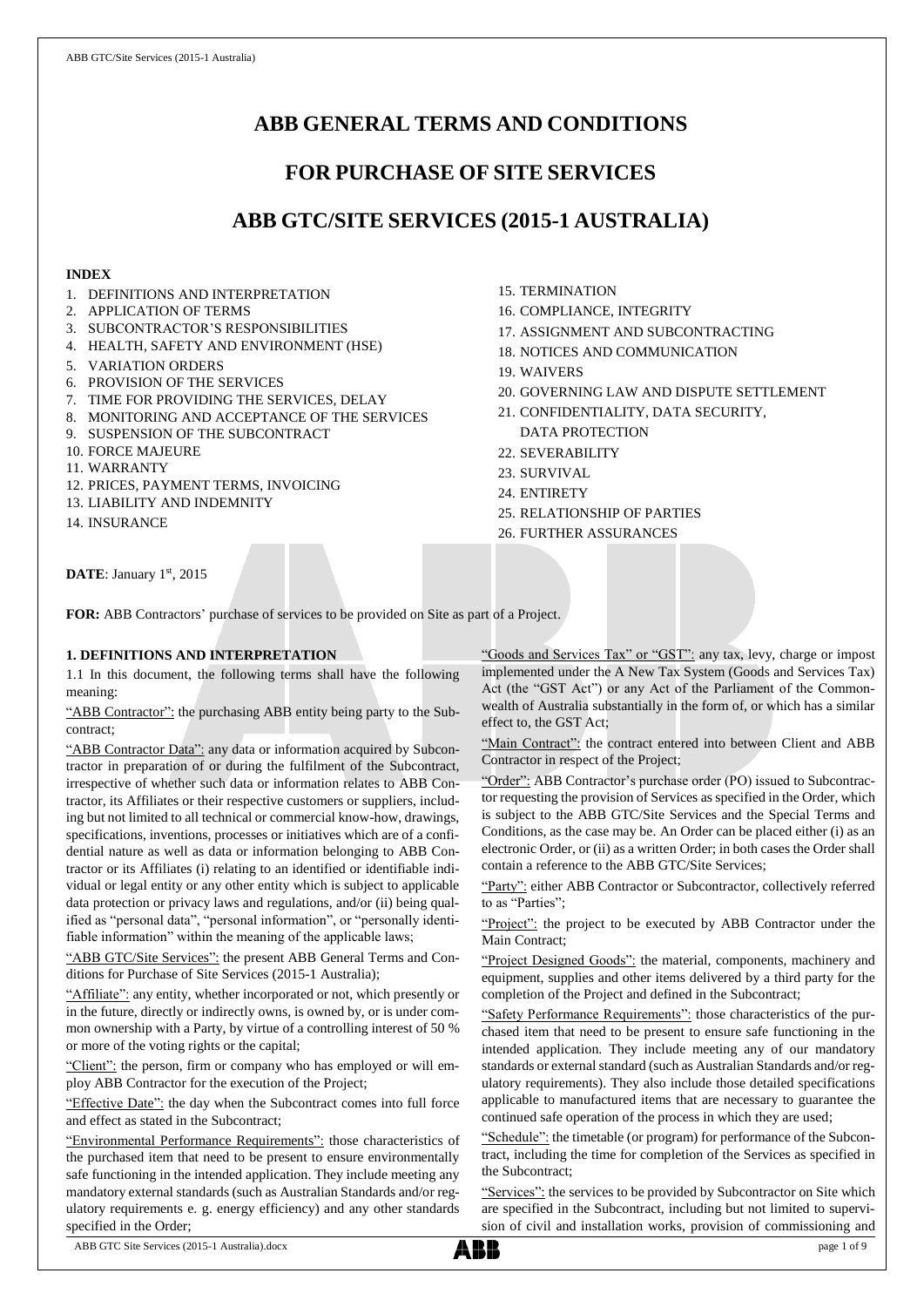# ABB GENERAL TERMS AND CONDITIONS

## FOR PURCHASE OF SITE SERVICES

## ABB GTC/SITE SERVICES (2015-1 AUSTRALIA)

**INDEX**

1. DEFINITIONS AND INTERPRETATION
2. APPLICATION OF TERMS
3. SUBCONTRACTOR'S RESPONSIBILITIES
4. HEALTH, SAFETY AND ENVIRONMENT (HSE)
5. VARIATION ORDERS
6. PROVISION OF THE SERVICES
7. TIME FOR PROVIDING THE SERVICES, DELAY
8. MONITORING AND ACCEPTANCE OF THE SERVICES
9. SUSPENSION OF THE SUBCONTRACT
10. FORCE MAJEURE
11. WARRANTY
12. PRICES, PAYMENT TERMS, INVOICING
13. LIABILITY AND INDEMNITY
14. INSURANCE
15. TERMINATION
16. COMPLIANCE, INTEGRITY
17. ASSIGNMENT AND SUBCONTRACTING
18. NOTICES AND COMMUNICATION
19. WAIVERS
20. GOVERNING LAW AND DISPUTE SETTLEMENT
21. CONFIDENTIALITY, DATA SECURITY, DATA PROTECTION
22. SEVERABILITY
23. SURVIVAL
24. ENTIRETY
25. RELATIONSHIP OF PARTIES
26. FURTHER ASSURANCES

**DATE**: January 1st, 2015

**FOR:** ABB Contractors' purchase of services to be provided on Site as part of a Project.

### 1. DEFINITIONS AND INTERPRETATION

1.1 In this document, the following terms shall have the following meaning:

"ABB Contractor": the purchasing ABB entity being party to the Subcontract;

"ABB Contractor Data": any data or information acquired by Subcontractor in preparation of or during the fulfilment of the Subcontract, irrespective of whether such data or information relates to ABB Contractor, its Affiliates or their respective customers or suppliers, including but not limited to all technical or commercial know-how, drawings, specifications, inventions, processes or initiatives which are of a confidential nature as well as data or information belonging to ABB Contractor or its Affiliates (i) relating to an identified or identifiable individual or legal entity or any other entity which is subject to applicable data protection or privacy laws and regulations, and/or (ii) being qualified as "personal data", "personal information", or "personally identifiable information" within the meaning of the applicable laws;

"ABB GTC/Site Services": the present ABB General Terms and Conditions for Purchase of Site Services (2015-1 Australia);

"Affiliate": any entity, whether incorporated or not, which presently or in the future, directly or indirectly owns, is owned by, or is under common ownership with a Party, by virtue of a controlling interest of 50 % or more of the voting rights or the capital;

"Client": the person, firm or company who has employed or will employ ABB Contractor for the execution of the Project;

"Effective Date": the day when the Subcontract comes into full force and effect as stated in the Subcontract;

"Environmental Performance Requirements": those characteristics of the purchased item that need to be present to ensure environmentally safe functioning in the intended application. They include meeting any mandatory external standards (such as Australian Standards and/or regulatory requirements e. g. energy efficiency) and any other standards specified in the Order;

"Goods and Services Tax" or "GST": any tax, levy, charge or impost implemented under the A New Tax System (Goods and Services Tax) Act (the "GST Act") or any Act of the Parliament of the Commonwealth of Australia substantially in the form of, or which has a similar effect to, the GST Act;

"Main Contract": the contract entered into between Client and ABB Contractor in respect of the Project;

"Order": ABB Contractor's purchase order (PO) issued to Subcontractor requesting the provision of Services as specified in the Order, which is subject to the ABB GTC/Site Services and the Special Terms and Conditions, as the case may be. An Order can be placed either (i) as an electronic Order, or (ii) as a written Order; in both cases the Order shall contain a reference to the ABB GTC/Site Services;

"Party": either ABB Contractor or Subcontractor, collectively referred to as "Parties";

"Project": the project to be executed by ABB Contractor under the Main Contract;

"Project Designed Goods": the material, components, machinery and equipment, supplies and other items delivered by a third party for the completion of the Project and defined in the Subcontract;

"Safety Performance Requirements": those characteristics of the purchased item that need to be present to ensure safe functioning in the intended application. They include meeting any of our mandatory standards or external standard (such as Australian Standards and/or regulatory requirements). They also include those detailed specifications applicable to manufactured items that are necessary to guarantee the continued safe operation of the process in which they are used;

"Schedule": the timetable (or program) for performance of the Subcontract, including the time for completion of the Services as specified in the Subcontract;

"Services": the services to be provided by Subcontractor on Site which are specified in the Subcontract, including but not limited to supervision of civil and installation works, provision of commissioning and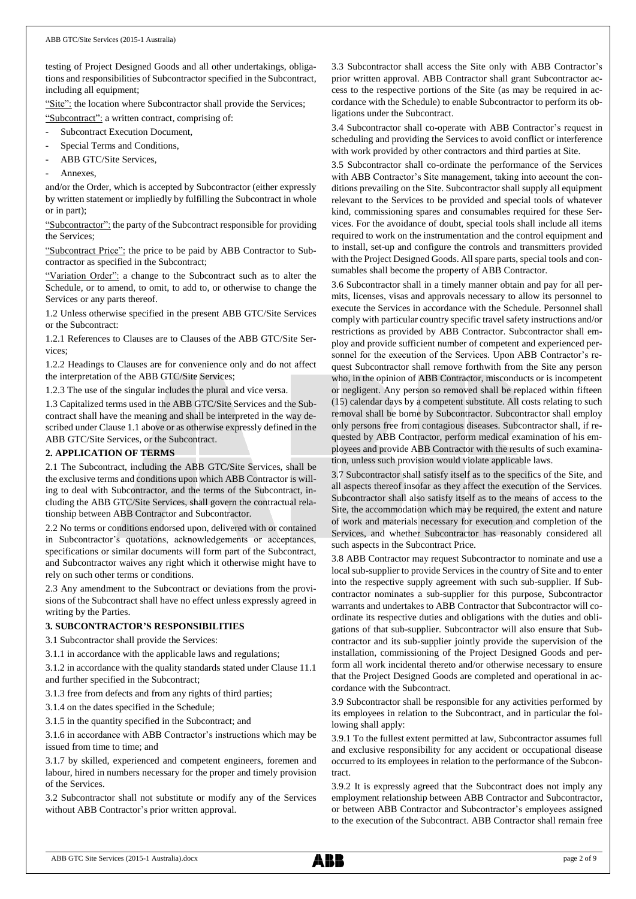testing of Project Designed Goods and all other undertakings, obligations and responsibilities of Subcontractor specified in the Subcontract, including all equipment;

"Site": the location where Subcontractor shall provide the Services;

"Subcontract": a written contract, comprising of:

- Subcontract Execution Document,
- Special Terms and Conditions,
- ABB GTC/Site Services,
- Annexes,

and/or the Order, which is accepted by Subcontractor (either expressly by written statement or impliedly by fulfilling the Subcontract in whole or in part);

"Subcontractor": the party of the Subcontract responsible for providing the Services;

"Subcontract Price": the price to be paid by ABB Contractor to Subcontractor as specified in the Subcontract;

"Variation Order": a change to the Subcontract such as to alter the Schedule, or to amend, to omit, to add to, or otherwise to change the Services or any parts thereof.

1.2 Unless otherwise specified in the present ABB GTC/Site Services or the Subcontract:

1.2.1 References to Clauses are to Clauses of the ABB GTC/Site Services;

1.2.2 Headings to Clauses are for convenience only and do not affect the interpretation of the ABB GTC/Site Services;

1.2.3 The use of the singular includes the plural and vice versa.

1.3 Capitalized terms used in the ABB GTC/Site Services and the Subcontract shall have the meaning and shall be interpreted in the way described under Clause 1.1 above or as otherwise expressly defined in the ABB GTC/Site Services, or the Subcontract.

## 2. APPLICATION OF TERMS

2.1 The Subcontract, including the ABB GTC/Site Services, shall be the exclusive terms and conditions upon which ABB Contractor is willing to deal with Subcontractor, and the terms of the Subcontract, including the ABB GTC/Site Services, shall govern the contractual relationship between ABB Contractor and Subcontractor.

2.2 No terms or conditions endorsed upon, delivered with or contained in Subcontractor's quotations, acknowledgements or acceptances, specifications or similar documents will form part of the Subcontract, and Subcontractor waives any right which it otherwise might have to rely on such other terms or conditions.

2.3 Any amendment to the Subcontract or deviations from the provisions of the Subcontract shall have no effect unless expressly agreed in writing by the Parties.

## 3. SUBCONTRACTOR'S RESPONSIBILITIES

3.1 Subcontractor shall provide the Services:

3.1.1 in accordance with the applicable laws and regulations;

3.1.2 in accordance with the quality standards stated under Clause 11.1 and further specified in the Subcontract;

3.1.3 free from defects and from any rights of third parties;

3.1.4 on the dates specified in the Schedule;

3.1.5 in the quantity specified in the Subcontract; and

3.1.6 in accordance with ABB Contractor's instructions which may be issued from time to time; and

3.1.7 by skilled, experienced and competent engineers, foremen and labour, hired in numbers necessary for the proper and timely provision of the Services.

3.2 Subcontractor shall not substitute or modify any of the Services without ABB Contractor's prior written approval.

3.3 Subcontractor shall access the Site only with ABB Contractor's prior written approval. ABB Contractor shall grant Subcontractor access to the respective portions of the Site (as may be required in accordance with the Schedule) to enable Subcontractor to perform its obligations under the Subcontract.

3.4 Subcontractor shall co-operate with ABB Contractor's request in scheduling and providing the Services to avoid conflict or interference with work provided by other contractors and third parties at Site.

3.5 Subcontractor shall co-ordinate the performance of the Services with ABB Contractor's Site management, taking into account the conditions prevailing on the Site. Subcontractor shall supply all equipment relevant to the Services to be provided and special tools of whatever kind, commissioning spares and consumables required for these Services. For the avoidance of doubt, special tools shall include all items required to work on the instrumentation and the control equipment and to install, set-up and configure the controls and transmitters provided with the Project Designed Goods. All spare parts, special tools and consumables shall become the property of ABB Contractor.

3.6 Subcontractor shall in a timely manner obtain and pay for all permits, licenses, visas and approvals necessary to allow its personnel to execute the Services in accordance with the Schedule. Personnel shall comply with particular country specific travel safety instructions and/or restrictions as provided by ABB Contractor. Subcontractor shall employ and provide sufficient number of competent and experienced personnel for the execution of the Services. Upon ABB Contractor's request Subcontractor shall remove forthwith from the Site any person who, in the opinion of ABB Contractor, misconducts or is incompetent or negligent. Any person so removed shall be replaced within fifteen (15) calendar days by a competent substitute. All costs relating to such removal shall be borne by Subcontractor. Subcontractor shall employ only persons free from contagious diseases. Subcontractor shall, if requested by ABB Contractor, perform medical examination of his employees and provide ABB Contractor with the results of such examination, unless such provision would violate applicable laws.

3.7 Subcontractor shall satisfy itself as to the specifics of the Site, and all aspects thereof insofar as they affect the execution of the Services. Subcontractor shall also satisfy itself as to the means of access to the Site, the accommodation which may be required, the extent and nature of work and materials necessary for execution and completion of the Services, and whether Subcontractor has reasonably considered all such aspects in the Subcontract Price.

3.8 ABB Contractor may request Subcontractor to nominate and use a local sub-supplier to provide Services in the country of Site and to enter into the respective supply agreement with such sub-supplier. If Subcontractor nominates a sub-supplier for this purpose, Subcontractor warrants and undertakes to ABB Contractor that Subcontractor will co-ordinate its respective duties and obligations with the duties and obligations of that sub-supplier. Subcontractor will also ensure that Subcontractor and its sub-supplier jointly provide the supervision of the installation, commissioning of the Project Designed Goods and perform all work incidental thereto and/or otherwise necessary to ensure that the Project Designed Goods are completed and operational in accordance with the Subcontract.

3.9 Subcontractor shall be responsible for any activities performed by its employees in relation to the Subcontract, and in particular the following shall apply:

3.9.1 To the fullest extent permitted at law, Subcontractor assumes full and exclusive responsibility for any accident or occupational disease occurred to its employees in relation to the performance of the Subcontract.

3.9.2 It is expressly agreed that the Subcontract does not imply any employment relationship between ABB Contractor and Subcontractor, or between ABB Contractor and Subcontractor's employees assigned to the execution of the Subcontract. ABB Contractor shall remain free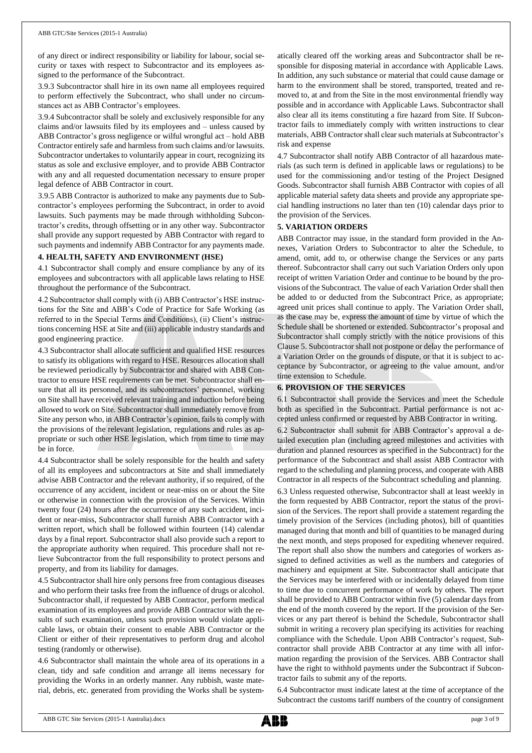of any direct or indirect responsibility or liability for labour, social security or taxes with respect to Subcontractor and its employees assigned to the performance of the Subcontract.

3.9.3 Subcontractor shall hire in its own name all employees required to perform effectively the Subcontract, who shall under no circumstances act as ABB Contractor's employees.

3.9.4 Subcontractor shall be solely and exclusively responsible for any claims and/or lawsuits filed by its employees and – unless caused by ABB Contractor's gross negligence or wilful wrongful act – hold ABB Contractor entirely safe and harmless from such claims and/or lawsuits. Subcontractor undertakes to voluntarily appear in court, recognizing its status as sole and exclusive employer, and to provide ABB Contractor with any and all requested documentation necessary to ensure proper legal defence of ABB Contractor in court.

3.9.5 ABB Contractor is authorized to make any payments due to Subcontractor's employees performing the Subcontract, in order to avoid lawsuits. Such payments may be made through withholding Subcontractor's credits, through offsetting or in any other way. Subcontractor shall provide any support requested by ABB Contractor with regard to such payments and indemnify ABB Contractor for any payments made.

## 4. HEALTH, SAFETY AND ENVIRONMENT (HSE)

4.1 Subcontractor shall comply and ensure compliance by any of its employees and subcontractors with all applicable laws relating to HSE throughout the performance of the Subcontract.

4.2 Subcontractor shall comply with (i) ABB Contractor's HSE instructions for the Site and ABB's Code of Practice for Safe Working (as referred to in the Special Terms and Conditions), (ii) Client's instructions concerning HSE at Site and (iii) applicable industry standards and good engineering practice.

4.3 Subcontractor shall allocate sufficient and qualified HSE resources to satisfy its obligations with regard to HSE. Resources allocation shall be reviewed periodically by Subcontractor and shared with ABB Contractor to ensure HSE requirements can be met. Subcontractor shall ensure that all its personnel, and its subcontractors' personnel, working on Site shall have received relevant training and induction before being allowed to work on Site. Subcontractor shall immediately remove from Site any person who, in ABB Contractor's opinion, fails to comply with the provisions of the relevant legislation, regulations and rules as appropriate or such other HSE legislation, which from time to time may be in force.

4.4 Subcontractor shall be solely responsible for the health and safety of all its employees and subcontractors at Site and shall immediately advise ABB Contractor and the relevant authority, if so required, of the occurrence of any accident, incident or near-miss on or about the Site or otherwise in connection with the provision of the Services. Within twenty four (24) hours after the occurrence of any such accident, incident or near-miss, Subcontractor shall furnish ABB Contractor with a written report, which shall be followed within fourteen (14) calendar days by a final report. Subcontractor shall also provide such a report to the appropriate authority when required. This procedure shall not relieve Subcontractor from the full responsibility to protect persons and property, and from its liability for damages.

4.5 Subcontractor shall hire only persons free from contagious diseases and who perform their tasks free from the influence of drugs or alcohol. Subcontractor shall, if requested by ABB Contractor, perform medical examination of its employees and provide ABB Contractor with the results of such examination, unless such provision would violate applicable laws, or obtain their consent to enable ABB Contractor or the Client or either of their representatives to perform drug and alcohol testing (randomly or otherwise).

4.6 Subcontractor shall maintain the whole area of its operations in a clean, tidy and safe condition and arrange all items necessary for providing the Works in an orderly manner. Any rubbish, waste material, debris, etc. generated from providing the Works shall be systematically cleared off the working areas and Subcontractor shall be responsible for disposing material in accordance with Applicable Laws. In addition, any such substance or material that could cause damage or harm to the environment shall be stored, transported, treated and removed to, at and from the Site in the most environmental friendly way possible and in accordance with Applicable Laws. Subcontractor shall also clear all its items constituting a fire hazard from Site. If Subcontractor fails to immediately comply with written instructions to clear materials, ABB Contractor shall clear such materials at Subcontractor's risk and expense

4.7 Subcontractor shall notify ABB Contractor of all hazardous materials (as such term is defined in applicable laws or regulations) to be used for the commissioning and/or testing of the Project Designed Goods. Subcontractor shall furnish ABB Contractor with copies of all applicable material safety data sheets and provide any appropriate special handling instructions no later than ten (10) calendar days prior to the provision of the Services.

## 5. VARIATION ORDERS

ABB Contractor may issue, in the standard form provided in the Annexes, Variation Orders to Subcontractor to alter the Schedule, to amend, omit, add to, or otherwise change the Services or any parts thereof. Subcontractor shall carry out such Variation Orders only upon receipt of written Variation Order and continue to be bound by the provisions of the Subcontract. The value of each Variation Order shall then be added to or deducted from the Subcontract Price, as appropriate; agreed unit prices shall continue to apply. The Variation Order shall, as the case may be, express the amount of time by virtue of which the Schedule shall be shortened or extended. Subcontractor's proposal and Subcontractor shall comply strictly with the notice provisions of this Clause 5. Subcontractor shall not postpone or delay the performance of a Variation Order on the grounds of dispute, or that it is subject to acceptance by Subcontractor, or agreeing to the value amount, and/or time extension to Schedule.

## 6. PROVISION OF THE SERVICES

6.1 Subcontractor shall provide the Services and meet the Schedule both as specified in the Subcontract. Partial performance is not accepted unless confirmed or requested by ABB Contractor in writing.

6.2 Subcontractor shall submit for ABB Contractor's approval a detailed execution plan (including agreed milestones and activities with duration and planned resources as specified in the Subcontract) for the performance of the Subcontract and shall assist ABB Contractor with regard to the scheduling and planning process, and cooperate with ABB Contractor in all respects of the Subcontract scheduling and planning.

6.3 Unless requested otherwise, Subcontractor shall at least weekly in the form requested by ABB Contractor, report the status of the provision of the Services. The report shall provide a statement regarding the timely provision of the Services (including photos), bill of quantities managed during that month and bill of quantities to be managed during the next month, and steps proposed for expediting whenever required. The report shall also show the numbers and categories of workers assigned to defined activities as well as the numbers and categories of machinery and equipment at Site. Subcontractor shall anticipate that the Services may be interfered with or incidentally delayed from time to time due to concurrent performance of work by others. The report shall be provided to ABB Contractor within five (5) calendar days from the end of the month covered by the report. If the provision of the Services or any part thereof is behind the Schedule, Subcontractor shall submit in writing a recovery plan specifying its activities for reaching compliance with the Schedule. Upon ABB Contractor's request, Subcontractor shall provide ABB Contractor at any time with all information regarding the provision of the Services. ABB Contractor shall have the right to withhold payments under the Subcontract if Subcontractor fails to submit any of the reports.

6.4 Subcontractor must indicate latest at the time of acceptance of the Subcontract the customs tariff numbers of the country of consignment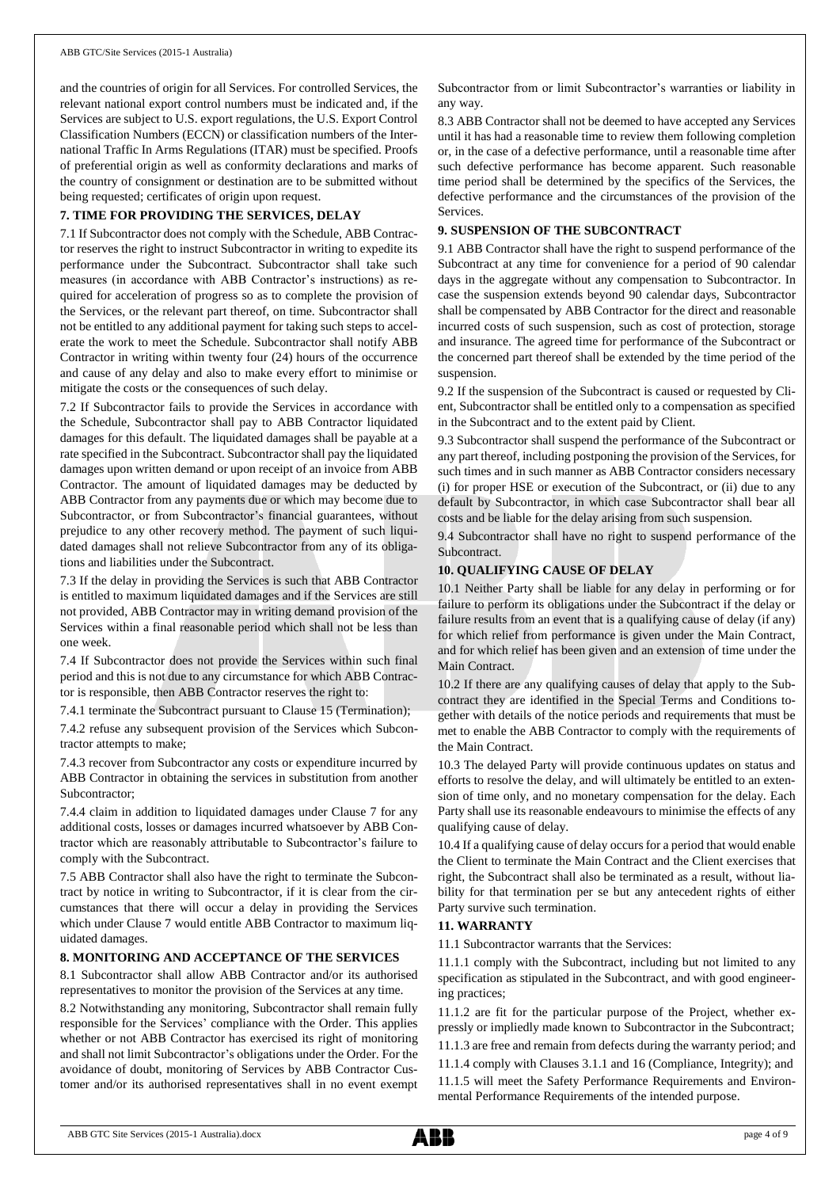and the countries of origin for all Services. For controlled Services, the relevant national export control numbers must be indicated and, if the Services are subject to U.S. export regulations, the U.S. Export Control Classification Numbers (ECCN) or classification numbers of the International Traffic In Arms Regulations (ITAR) must be specified. Proofs of preferential origin as well as conformity declarations and marks of the country of consignment or destination are to be submitted without being requested; certificates of origin upon request.

## 7. TIME FOR PROVIDING THE SERVICES, DELAY

7.1 If Subcontractor does not comply with the Schedule, ABB Contractor reserves the right to instruct Subcontractor in writing to expedite its performance under the Subcontract. Subcontractor shall take such measures (in accordance with ABB Contractor's instructions) as required for acceleration of progress so as to complete the provision of the Services, or the relevant part thereof, on time. Subcontractor shall not be entitled to any additional payment for taking such steps to accelerate the work to meet the Schedule. Subcontractor shall notify ABB Contractor in writing within twenty four (24) hours of the occurrence and cause of any delay and also to make every effort to minimise or mitigate the costs or the consequences of such delay.

7.2 If Subcontractor fails to provide the Services in accordance with the Schedule, Subcontractor shall pay to ABB Contractor liquidated damages for this default. The liquidated damages shall be payable at a rate specified in the Subcontract. Subcontractor shall pay the liquidated damages upon written demand or upon receipt of an invoice from ABB Contractor. The amount of liquidated damages may be deducted by ABB Contractor from any payments due or which may become due to Subcontractor, or from Subcontractor's financial guarantees, without prejudice to any other recovery method. The payment of such liquidated damages shall not relieve Subcontractor from any of its obligations and liabilities under the Subcontract.

7.3 If the delay in providing the Services is such that ABB Contractor is entitled to maximum liquidated damages and if the Services are still not provided, ABB Contractor may in writing demand provision of the Services within a final reasonable period which shall not be less than one week.

7.4 If Subcontractor does not provide the Services within such final period and this is not due to any circumstance for which ABB Contractor is responsible, then ABB Contractor reserves the right to:

7.4.1 terminate the Subcontract pursuant to Clause 15 (Termination);

7.4.2 refuse any subsequent provision of the Services which Subcontractor attempts to make;

7.4.3 recover from Subcontractor any costs or expenditure incurred by ABB Contractor in obtaining the services in substitution from another Subcontractor;

7.4.4 claim in addition to liquidated damages under Clause 7 for any additional costs, losses or damages incurred whatsoever by ABB Contractor which are reasonably attributable to Subcontractor's failure to comply with the Subcontract.

7.5 ABB Contractor shall also have the right to terminate the Subcontract by notice in writing to Subcontractor, if it is clear from the circumstances that there will occur a delay in providing the Services which under Clause 7 would entitle ABB Contractor to maximum liquidated damages.

## 8. MONITORING AND ACCEPTANCE OF THE SERVICES

8.1 Subcontractor shall allow ABB Contractor and/or its authorised representatives to monitor the provision of the Services at any time.

8.2 Notwithstanding any monitoring, Subcontractor shall remain fully responsible for the Services' compliance with the Order. This applies whether or not ABB Contractor has exercised its right of monitoring and shall not limit Subcontractor's obligations under the Order. For the avoidance of doubt, monitoring of Services by ABB Contractor Customer and/or its authorised representatives shall in no event exempt Subcontractor from or limit Subcontractor's warranties or liability in any way.

8.3 ABB Contractor shall not be deemed to have accepted any Services until it has had a reasonable time to review them following completion or, in the case of a defective performance, until a reasonable time after such defective performance has become apparent. Such reasonable time period shall be determined by the specifics of the Services, the defective performance and the circumstances of the provision of the Services.

## 9. SUSPENSION OF THE SUBCONTRACT

9.1 ABB Contractor shall have the right to suspend performance of the Subcontract at any time for convenience for a period of 90 calendar days in the aggregate without any compensation to Subcontractor. In case the suspension extends beyond 90 calendar days, Subcontractor shall be compensated by ABB Contractor for the direct and reasonable incurred costs of such suspension, such as cost of protection, storage and insurance. The agreed time for performance of the Subcontract or the concerned part thereof shall be extended by the time period of the suspension.

9.2 If the suspension of the Subcontract is caused or requested by Client, Subcontractor shall be entitled only to a compensation as specified in the Subcontract and to the extent paid by Client.

9.3 Subcontractor shall suspend the performance of the Subcontract or any part thereof, including postponing the provision of the Services, for such times and in such manner as ABB Contractor considers necessary (i) for proper HSE or execution of the Subcontract, or (ii) due to any default by Subcontractor, in which case Subcontractor shall bear all costs and be liable for the delay arising from such suspension.

9.4 Subcontractor shall have no right to suspend performance of the Subcontract.

## 10. QUALIFYING CAUSE OF DELAY

10.1 Neither Party shall be liable for any delay in performing or for failure to perform its obligations under the Subcontract if the delay or failure results from an event that is a qualifying cause of delay (if any) for which relief from performance is given under the Main Contract, and for which relief has been given and an extension of time under the Main Contract.

10.2 If there are any qualifying causes of delay that apply to the Subcontract they are identified in the Special Terms and Conditions together with details of the notice periods and requirements that must be met to enable the ABB Contractor to comply with the requirements of the Main Contract.

10.3 The delayed Party will provide continuous updates on status and efforts to resolve the delay, and will ultimately be entitled to an extension of time only, and no monetary compensation for the delay. Each Party shall use its reasonable endeavours to minimise the effects of any qualifying cause of delay.

10.4 If a qualifying cause of delay occurs for a period that would enable the Client to terminate the Main Contract and the Client exercises that right, the Subcontract shall also be terminated as a result, without liability for that termination per se but any antecedent rights of either Party survive such termination.

## 11. WARRANTY

11.1 Subcontractor warrants that the Services:

11.1.1 comply with the Subcontract, including but not limited to any specification as stipulated in the Subcontract, and with good engineering practices;

11.1.2 are fit for the particular purpose of the Project, whether expressly or impliedly made known to Subcontractor in the Subcontract;

11.1.3 are free and remain from defects during the warranty period; and

11.1.4 comply with Clauses 3.1.1 and 16 (Compliance, Integrity); and

11.1.5 will meet the Safety Performance Requirements and Environmental Performance Requirements of the intended purpose.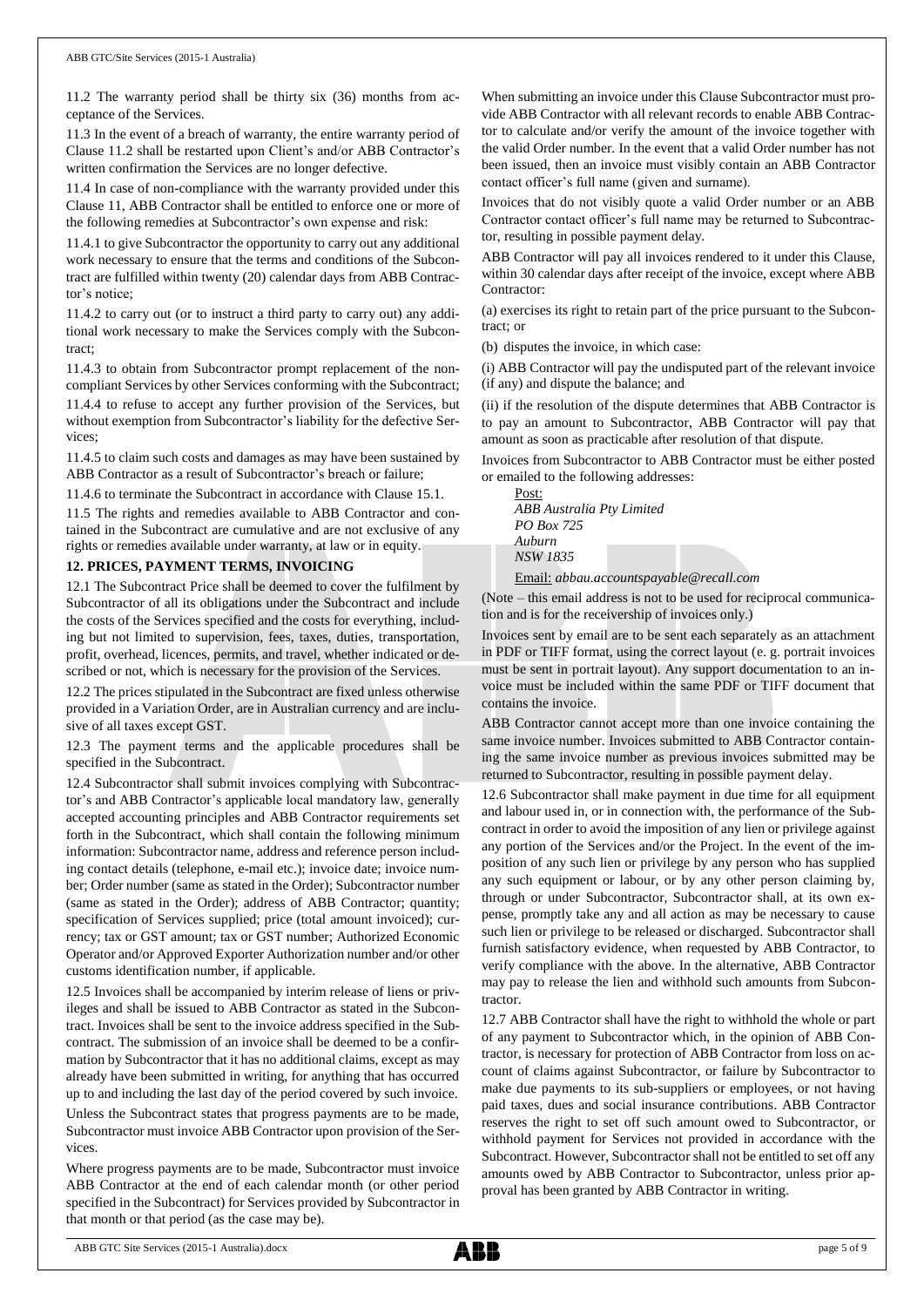11.2 The warranty period shall be thirty six (36) months from acceptance of the Services.

11.3 In the event of a breach of warranty, the entire warranty period of Clause 11.2 shall be restarted upon Client's and/or ABB Contractor's written confirmation the Services are no longer defective.

11.4 In case of non-compliance with the warranty provided under this Clause 11, ABB Contractor shall be entitled to enforce one or more of the following remedies at Subcontractor's own expense and risk:

11.4.1 to give Subcontractor the opportunity to carry out any additional work necessary to ensure that the terms and conditions of the Subcontract are fulfilled within twenty (20) calendar days from ABB Contractor's notice;

11.4.2 to carry out (or to instruct a third party to carry out) any additional work necessary to make the Services comply with the Subcontract;

11.4.3 to obtain from Subcontractor prompt replacement of the non-compliant Services by other Services conforming with the Subcontract;

11.4.4 to refuse to accept any further provision of the Services, but without exemption from Subcontractor's liability for the defective Services;

11.4.5 to claim such costs and damages as may have been sustained by ABB Contractor as a result of Subcontractor's breach or failure;

11.4.6 to terminate the Subcontract in accordance with Clause 15.1.

11.5 The rights and remedies available to ABB Contractor and contained in the Subcontract are cumulative and are not exclusive of any rights or remedies available under warranty, at law or in equity.

## 12. PRICES, PAYMENT TERMS, INVOICING

12.1 The Subcontract Price shall be deemed to cover the fulfilment by Subcontractor of all its obligations under the Subcontract and include the costs of the Services specified and the costs for everything, including but not limited to supervision, fees, taxes, duties, transportation, profit, overhead, licences, permits, and travel, whether indicated or described or not, which is necessary for the provision of the Services.

12.2 The prices stipulated in the Subcontract are fixed unless otherwise provided in a Variation Order, are in Australian currency and are inclusive of all taxes except GST.

12.3 The payment terms and the applicable procedures shall be specified in the Subcontract.

12.4 Subcontractor shall submit invoices complying with Subcontractor's and ABB Contractor's applicable local mandatory law, generally accepted accounting principles and ABB Contractor requirements set forth in the Subcontract, which shall contain the following minimum information: Subcontractor name, address and reference person including contact details (telephone, e-mail etc.); invoice date; invoice number; Order number (same as stated in the Order); Subcontractor number (same as stated in the Order); address of ABB Contractor; quantity; specification of Services supplied; price (total amount invoiced); currency; tax or GST amount; tax or GST number; Authorized Economic Operator and/or Approved Exporter Authorization number and/or other customs identification number, if applicable.

12.5 Invoices shall be accompanied by interim release of liens or privileges and shall be issued to ABB Contractor as stated in the Subcontract. Invoices shall be sent to the invoice address specified in the Subcontract. The submission of an invoice shall be deemed to be a confirmation by Subcontractor that it has no additional claims, except as may already have been submitted in writing, for anything that has occurred up to and including the last day of the period covered by such invoice.

Unless the Subcontract states that progress payments are to be made, Subcontractor must invoice ABB Contractor upon provision of the Services.

Where progress payments are to be made, Subcontractor must invoice ABB Contractor at the end of each calendar month (or other period specified in the Subcontract) for Services provided by Subcontractor in that month or that period (as the case may be).

When submitting an invoice under this Clause Subcontractor must provide ABB Contractor with all relevant records to enable ABB Contractor to calculate and/or verify the amount of the invoice together with the valid Order number. In the event that a valid Order number has not been issued, then an invoice must visibly contain an ABB Contractor contact officer's full name (given and surname).

Invoices that do not visibly quote a valid Order number or an ABB Contractor contact officer's full name may be returned to Subcontractor, resulting in possible payment delay.

ABB Contractor will pay all invoices rendered to it under this Clause, within 30 calendar days after receipt of the invoice, except where ABB Contractor:

(a) exercises its right to retain part of the price pursuant to the Subcontract; or

(b) disputes the invoice, in which case:

(i) ABB Contractor will pay the undisputed part of the relevant invoice (if any) and dispute the balance; and

(ii) if the resolution of the dispute determines that ABB Contractor is to pay an amount to Subcontractor, ABB Contractor will pay that amount as soon as practicable after resolution of that dispute.

Invoices from Subcontractor to ABB Contractor must be either posted or emailed to the following addresses:

Post:
*ABB Australia Pty Limited*
*PO Box 725*
*Auburn*
*NSW 1835*

Email: *abbau.accountspayable@recall.com*

(Note – this email address is not to be used for reciprocal communication and is for the receivership of invoices only.)

Invoices sent by email are to be sent each separately as an attachment in PDF or TIFF format, using the correct layout (e. g. portrait invoices must be sent in portrait layout). Any support documentation to an invoice must be included within the same PDF or TIFF document that contains the invoice.

ABB Contractor cannot accept more than one invoice containing the same invoice number. Invoices submitted to ABB Contractor containing the same invoice number as previous invoices submitted may be returned to Subcontractor, resulting in possible payment delay.

12.6 Subcontractor shall make payment in due time for all equipment and labour used in, or in connection with, the performance of the Subcontract in order to avoid the imposition of any lien or privilege against any portion of the Services and/or the Project. In the event of the imposition of any such lien or privilege by any person who has supplied any such equipment or labour, or by any other person claiming by, through or under Subcontractor, Subcontractor shall, at its own expense, promptly take any and all action as may be necessary to cause such lien or privilege to be released or discharged. Subcontractor shall furnish satisfactory evidence, when requested by ABB Contractor, to verify compliance with the above. In the alternative, ABB Contractor may pay to release the lien and withhold such amounts from Subcontractor.

12.7 ABB Contractor shall have the right to withhold the whole or part of any payment to Subcontractor which, in the opinion of ABB Contractor, is necessary for protection of ABB Contractor from loss on account of claims against Subcontractor, or failure by Subcontractor to make due payments to its sub-suppliers or employees, or not having paid taxes, dues and social insurance contributions. ABB Contractor reserves the right to set off such amount owed to Subcontractor, or withhold payment for Services not provided in accordance with the Subcontract. However, Subcontractor shall not be entitled to set off any amounts owed by ABB Contractor to Subcontractor, unless prior approval has been granted by ABB Contractor in writing.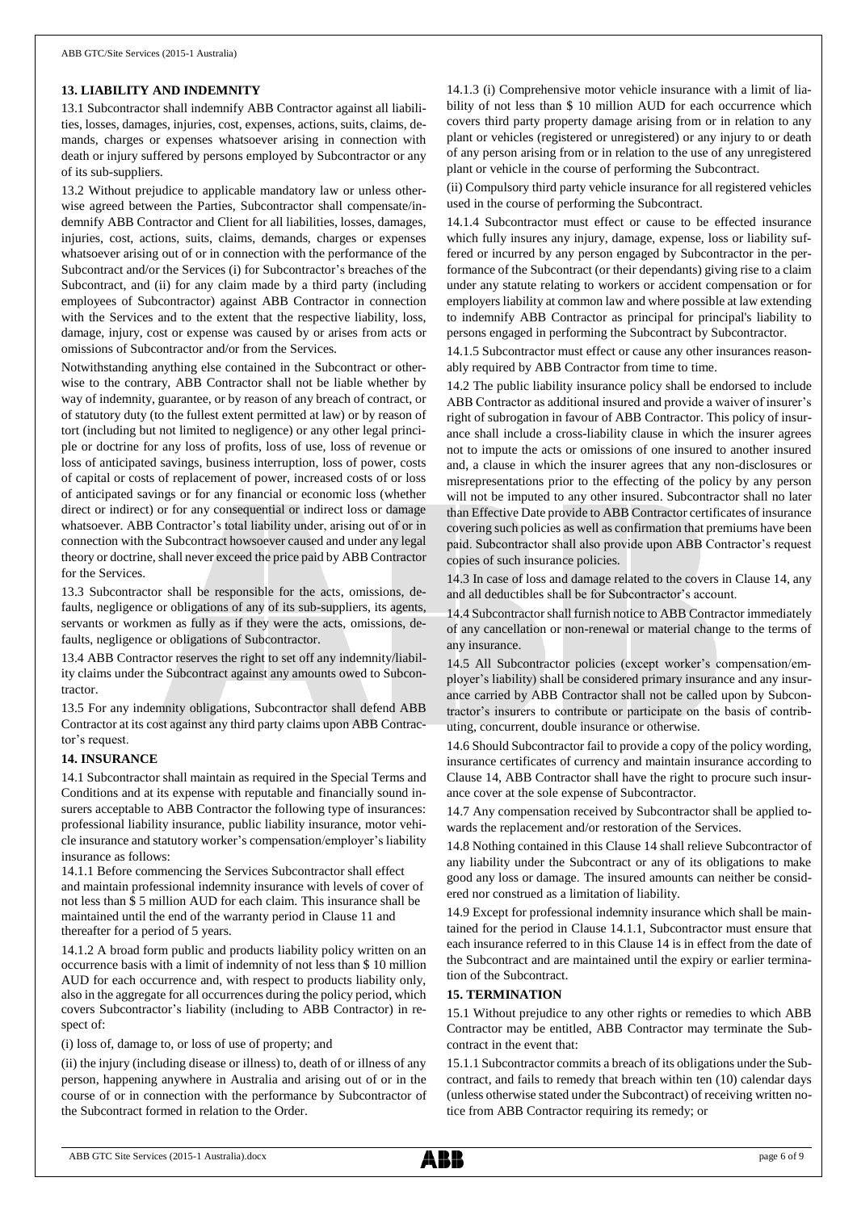## 13. LIABILITY AND INDEMNITY

13.1 Subcontractor shall indemnify ABB Contractor against all liabilities, losses, damages, injuries, cost, expenses, actions, suits, claims, demands, charges or expenses whatsoever arising in connection with death or injury suffered by persons employed by Subcontractor or any of its sub-suppliers.

13.2 Without prejudice to applicable mandatory law or unless otherwise agreed between the Parties, Subcontractor shall compensate/indemnify ABB Contractor and Client for all liabilities, losses, damages, injuries, cost, actions, suits, claims, demands, charges or expenses whatsoever arising out of or in connection with the performance of the Subcontract and/or the Services (i) for Subcontractor's breaches of the Subcontract, and (ii) for any claim made by a third party (including employees of Subcontractor) against ABB Contractor in connection with the Services and to the extent that the respective liability, loss, damage, injury, cost or expense was caused by or arises from acts or omissions of Subcontractor and/or from the Services.

Notwithstanding anything else contained in the Subcontract or otherwise to the contrary, ABB Contractor shall not be liable whether by way of indemnity, guarantee, or by reason of any breach of contract, or of statutory duty (to the fullest extent permitted at law) or by reason of tort (including but not limited to negligence) or any other legal principle or doctrine for any loss of profits, loss of use, loss of revenue or loss of anticipated savings, business interruption, loss of power, costs of capital or costs of replacement of power, increased costs of or loss of anticipated savings or for any financial or economic loss (whether direct or indirect) or for any consequential or indirect loss or damage whatsoever. ABB Contractor's total liability under, arising out of or in connection with the Subcontract howsoever caused and under any legal theory or doctrine, shall never exceed the price paid by ABB Contractor for the Services.

13.3 Subcontractor shall be responsible for the acts, omissions, defaults, negligence or obligations of any of its sub-suppliers, its agents, servants or workmen as fully as if they were the acts, omissions, defaults, negligence or obligations of Subcontractor.

13.4 ABB Contractor reserves the right to set off any indemnity/liability claims under the Subcontract against any amounts owed to Subcontractor.

13.5 For any indemnity obligations, Subcontractor shall defend ABB Contractor at its cost against any third party claims upon ABB Contractor's request.

## 14. INSURANCE

14.1 Subcontractor shall maintain as required in the Special Terms and Conditions and at its expense with reputable and financially sound insurers acceptable to ABB Contractor the following type of insurances: professional liability insurance, public liability insurance, motor vehicle insurance and statutory worker's compensation/employer's liability insurance as follows:

14.1.1 Before commencing the Services Subcontractor shall effect and maintain professional indemnity insurance with levels of cover of not less than $ 5 million AUD for each claim. This insurance shall be maintained until the end of the warranty period in Clause 11 and thereafter for a period of 5 years.

14.1.2 A broad form public and products liability policy written on an occurrence basis with a limit of indemnity of not less than $ 10 million AUD for each occurrence and, with respect to products liability only, also in the aggregate for all occurrences during the policy period, which covers Subcontractor's liability (including to ABB Contractor) in respect of:

(i) loss of, damage to, or loss of use of property; and

(ii) the injury (including disease or illness) to, death of or illness of any person, happening anywhere in Australia and arising out of or in the course of or in connection with the performance by Subcontractor of the Subcontract formed in relation to the Order.

14.1.3 (i) Comprehensive motor vehicle insurance with a limit of liability of not less than $ 10 million AUD for each occurrence which covers third party property damage arising from or in relation to any plant or vehicles (registered or unregistered) or any injury to or death of any person arising from or in relation to the use of any unregistered plant or vehicle in the course of performing the Subcontract.

(ii) Compulsory third party vehicle insurance for all registered vehicles used in the course of performing the Subcontract.

14.1.4 Subcontractor must effect or cause to be effected insurance which fully insures any injury, damage, expense, loss or liability suffered or incurred by any person engaged by Subcontractor in the performance of the Subcontract (or their dependants) giving rise to a claim under any statute relating to workers or accident compensation or for employers liability at common law and where possible at law extending to indemnify ABB Contractor as principal for principal's liability to persons engaged in performing the Subcontract by Subcontractor.

14.1.5 Subcontractor must effect or cause any other insurances reasonably required by ABB Contractor from time to time.

14.2 The public liability insurance policy shall be endorsed to include ABB Contractor as additional insured and provide a waiver of insurer's right of subrogation in favour of ABB Contractor. This policy of insurance shall include a cross-liability clause in which the insurer agrees not to impute the acts or omissions of one insured to another insured and, a clause in which the insurer agrees that any non-disclosures or misrepresentations prior to the effecting of the policy by any person will not be imputed to any other insured. Subcontractor shall no later than Effective Date provide to ABB Contractor certificates of insurance covering such policies as well as confirmation that premiums have been paid. Subcontractor shall also provide upon ABB Contractor's request copies of such insurance policies.

14.3 In case of loss and damage related to the covers in Clause 14, any and all deductibles shall be for Subcontractor's account.

14.4 Subcontractor shall furnish notice to ABB Contractor immediately of any cancellation or non-renewal or material change to the terms of any insurance.

14.5 All Subcontractor policies (except worker's compensation/employer's liability) shall be considered primary insurance and any insurance carried by ABB Contractor shall not be called upon by Subcontractor's insurers to contribute or participate on the basis of contributing, concurrent, double insurance or otherwise.

14.6 Should Subcontractor fail to provide a copy of the policy wording, insurance certificates of currency and maintain insurance according to Clause 14, ABB Contractor shall have the right to procure such insurance cover at the sole expense of Subcontractor.

14.7 Any compensation received by Subcontractor shall be applied towards the replacement and/or restoration of the Services.

14.8 Nothing contained in this Clause 14 shall relieve Subcontractor of any liability under the Subcontract or any of its obligations to make good any loss or damage. The insured amounts can neither be considered nor construed as a limitation of liability.

14.9 Except for professional indemnity insurance which shall be maintained for the period in Clause 14.1.1, Subcontractor must ensure that each insurance referred to in this Clause 14 is in effect from the date of the Subcontract and are maintained until the expiry or earlier termination of the Subcontract.

## 15. TERMINATION

15.1 Without prejudice to any other rights or remedies to which ABB Contractor may be entitled, ABB Contractor may terminate the Subcontract in the event that:

15.1.1 Subcontractor commits a breach of its obligations under the Subcontract, and fails to remedy that breach within ten (10) calendar days (unless otherwise stated under the Subcontract) of receiving written notice from ABB Contractor requiring its remedy; or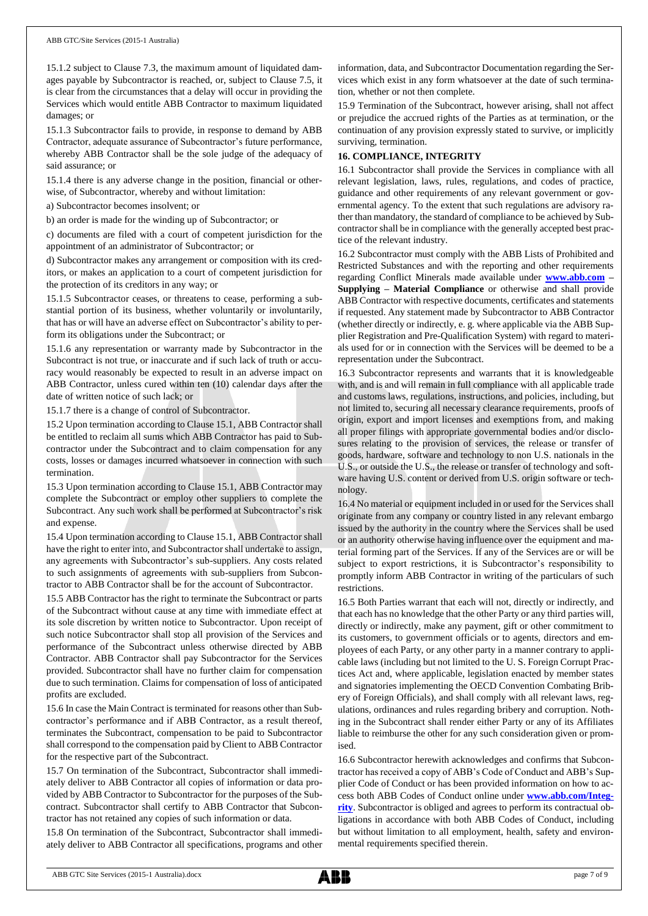15.1.2 subject to Clause 7.3, the maximum amount of liquidated damages payable by Subcontractor is reached, or, subject to Clause 7.5, it is clear from the circumstances that a delay will occur in providing the Services which would entitle ABB Contractor to maximum liquidated damages; or

15.1.3 Subcontractor fails to provide, in response to demand by ABB Contractor, adequate assurance of Subcontractor's future performance, whereby ABB Contractor shall be the sole judge of the adequacy of said assurance; or

15.1.4 there is any adverse change in the position, financial or otherwise, of Subcontractor, whereby and without limitation:

a) Subcontractor becomes insolvent; or

b) an order is made for the winding up of Subcontractor; or

c) documents are filed with a court of competent jurisdiction for the appointment of an administrator of Subcontractor; or

d) Subcontractor makes any arrangement or composition with its creditors, or makes an application to a court of competent jurisdiction for the protection of its creditors in any way; or

15.1.5 Subcontractor ceases, or threatens to cease, performing a substantial portion of its business, whether voluntarily or involuntarily, that has or will have an adverse effect on Subcontractor's ability to perform its obligations under the Subcontract; or

15.1.6 any representation or warranty made by Subcontractor in the Subcontract is not true, or inaccurate and if such lack of truth or accuracy would reasonably be expected to result in an adverse impact on ABB Contractor, unless cured within ten (10) calendar days after the date of written notice of such lack; or

15.1.7 there is a change of control of Subcontractor.

15.2 Upon termination according to Clause 15.1, ABB Contractor shall be entitled to reclaim all sums which ABB Contractor has paid to Subcontractor under the Subcontract and to claim compensation for any costs, losses or damages incurred whatsoever in connection with such termination.

15.3 Upon termination according to Clause 15.1, ABB Contractor may complete the Subcontract or employ other suppliers to complete the Subcontract. Any such work shall be performed at Subcontractor's risk and expense.

15.4 Upon termination according to Clause 15.1, ABB Contractor shall have the right to enter into, and Subcontractor shall undertake to assign, any agreements with Subcontractor's sub-suppliers. Any costs related to such assignments of agreements with sub-suppliers from Subcontractor to ABB Contractor shall be for the account of Subcontractor.

15.5 ABB Contractor has the right to terminate the Subcontract or parts of the Subcontract without cause at any time with immediate effect at its sole discretion by written notice to Subcontractor. Upon receipt of such notice Subcontractor shall stop all provision of the Services and performance of the Subcontract unless otherwise directed by ABB Contractor. ABB Contractor shall pay Subcontractor for the Services provided. Subcontractor shall have no further claim for compensation due to such termination. Claims for compensation of loss of anticipated profits are excluded.

15.6 In case the Main Contract is terminated for reasons other than Subcontractor's performance and if ABB Contractor, as a result thereof, terminates the Subcontract, compensation to be paid to Subcontractor shall correspond to the compensation paid by Client to ABB Contractor for the respective part of the Subcontract.

15.7 On termination of the Subcontract, Subcontractor shall immediately deliver to ABB Contractor all copies of information or data provided by ABB Contractor to Subcontractor for the purposes of the Subcontract. Subcontractor shall certify to ABB Contractor that Subcontractor has not retained any copies of such information or data.

15.8 On termination of the Subcontract, Subcontractor shall immediately deliver to ABB Contractor all specifications, programs and other information, data, and Subcontractor Documentation regarding the Services which exist in any form whatsoever at the date of such termination, whether or not then complete.

15.9 Termination of the Subcontract, however arising, shall not affect or prejudice the accrued rights of the Parties as at termination, or the continuation of any provision expressly stated to survive, or implicitly surviving, termination.

## 16. COMPLIANCE, INTEGRITY

16.1 Subcontractor shall provide the Services in compliance with all relevant legislation, laws, rules, regulations, and codes of practice, guidance and other requirements of any relevant government or governmental agency. To the extent that such regulations are advisory rather than mandatory, the standard of compliance to be achieved by Subcontractor shall be in compliance with the generally accepted best practice of the relevant industry.

16.2 Subcontractor must comply with the ABB Lists of Prohibited and Restricted Substances and with the reporting and other requirements regarding Conflict Minerals made available under **www.abb.com – Supplying – Material Compliance** or otherwise and shall provide ABB Contractor with respective documents, certificates and statements if requested. Any statement made by Subcontractor to ABB Contractor (whether directly or indirectly, e. g. where applicable via the ABB Supplier Registration and Pre-Qualification System) with regard to materials used for or in connection with the Services will be deemed to be a representation under the Subcontract.

16.3 Subcontractor represents and warrants that it is knowledgeable with, and is and will remain in full compliance with all applicable trade and customs laws, regulations, instructions, and policies, including, but not limited to, securing all necessary clearance requirements, proofs of origin, export and import licenses and exemptions from, and making all proper filings with appropriate governmental bodies and/or disclosures relating to the provision of services, the release or transfer of goods, hardware, software and technology to non U.S. nationals in the U.S., or outside the U.S., the release or transfer of technology and software having U.S. content or derived from U.S. origin software or technology.

16.4 No material or equipment included in or used for the Services shall originate from any company or country listed in any relevant embargo issued by the authority in the country where the Services shall be used or an authority otherwise having influence over the equipment and material forming part of the Services. If any of the Services are or will be subject to export restrictions, it is Subcontractor's responsibility to promptly inform ABB Contractor in writing of the particulars of such restrictions.

16.5 Both Parties warrant that each will not, directly or indirectly, and that each has no knowledge that the other Party or any third parties will, directly or indirectly, make any payment, gift or other commitment to its customers, to government officials or to agents, directors and employees of each Party, or any other party in a manner contrary to applicable laws (including but not limited to the U. S. Foreign Corrupt Practices Act and, where applicable, legislation enacted by member states and signatories implementing the OECD Convention Combating Bribery of Foreign Officials), and shall comply with all relevant laws, regulations, ordinances and rules regarding bribery and corruption. Nothing in the Subcontract shall render either Party or any of its Affiliates liable to reimburse the other for any such consideration given or promised.

16.6 Subcontractor herewith acknowledges and confirms that Subcontractor has received a copy of ABB's Code of Conduct and ABB's Supplier Code of Conduct or has been provided information on how to access both ABB Codes of Conduct online under **www.abb.com/Integrity**. Subcontractor is obliged and agrees to perform its contractual obligations in accordance with both ABB Codes of Conduct, including but without limitation to all employment, health, safety and environmental requirements specified therein.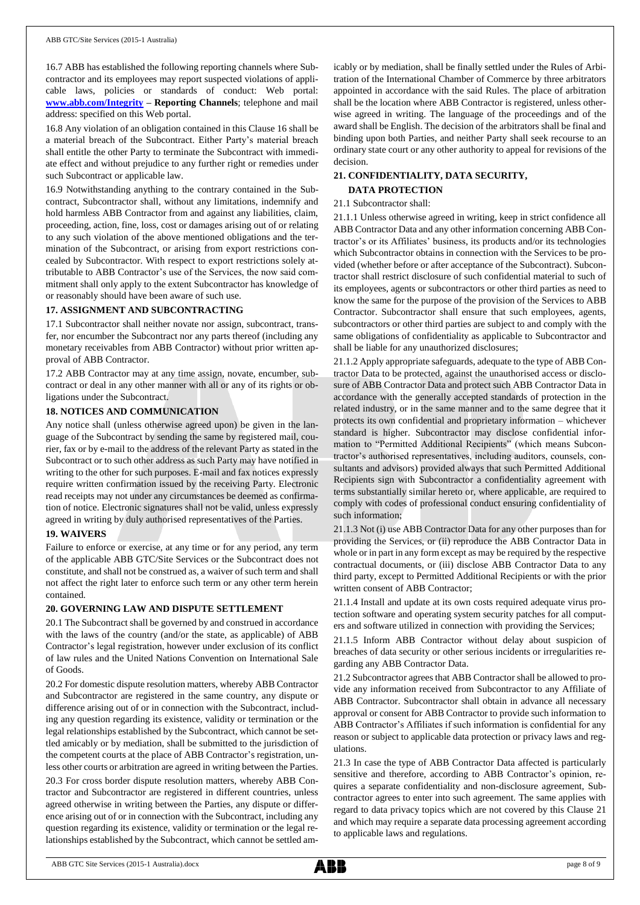16.7 ABB has established the following reporting channels where Subcontractor and its employees may report suspected violations of applicable laws, policies or standards of conduct: Web portal: **www.abb.com/Integrity – Reporting Channels**; telephone and mail address: specified on this Web portal.

16.8 Any violation of an obligation contained in this Clause 16 shall be a material breach of the Subcontract. Either Party's material breach shall entitle the other Party to terminate the Subcontract with immediate effect and without prejudice to any further right or remedies under such Subcontract or applicable law.

16.9 Notwithstanding anything to the contrary contained in the Subcontract, Subcontractor shall, without any limitations, indemnify and hold harmless ABB Contractor from and against any liabilities, claim, proceeding, action, fine, loss, cost or damages arising out of or relating to any such violation of the above mentioned obligations and the termination of the Subcontract, or arising from export restrictions concealed by Subcontractor. With respect to export restrictions solely attributable to ABB Contractor's use of the Services, the now said commitment shall only apply to the extent Subcontractor has knowledge of or reasonably should have been aware of such use.

## 17. ASSIGNMENT AND SUBCONTRACTING

17.1 Subcontractor shall neither novate nor assign, subcontract, transfer, nor encumber the Subcontract nor any parts thereof (including any monetary receivables from ABB Contractor) without prior written approval of ABB Contractor.

17.2 ABB Contractor may at any time assign, novate, encumber, subcontract or deal in any other manner with all or any of its rights or obligations under the Subcontract.

## 18. NOTICES AND COMMUNICATION

Any notice shall (unless otherwise agreed upon) be given in the language of the Subcontract by sending the same by registered mail, courier, fax or by e-mail to the address of the relevant Party as stated in the Subcontract or to such other address as such Party may have notified in writing to the other for such purposes. E-mail and fax notices expressly require written confirmation issued by the receiving Party. Electronic read receipts may not under any circumstances be deemed as confirmation of notice. Electronic signatures shall not be valid, unless expressly agreed in writing by duly authorised representatives of the Parties.

## 19. WAIVERS

Failure to enforce or exercise, at any time or for any period, any term of the applicable ABB GTC/Site Services or the Subcontract does not constitute, and shall not be construed as, a waiver of such term and shall not affect the right later to enforce such term or any other term herein contained.

## 20. GOVERNING LAW AND DISPUTE SETTLEMENT

20.1 The Subcontract shall be governed by and construed in accordance with the laws of the country (and/or the state, as applicable) of ABB Contractor's legal registration, however under exclusion of its conflict of law rules and the United Nations Convention on International Sale of Goods.

20.2 For domestic dispute resolution matters, whereby ABB Contractor and Subcontractor are registered in the same country, any dispute or difference arising out of or in connection with the Subcontract, including any question regarding its existence, validity or termination or the legal relationships established by the Subcontract, which cannot be settled amicably or by mediation, shall be submitted to the jurisdiction of the competent courts at the place of ABB Contractor's registration, unless other courts or arbitration are agreed in writing between the Parties.

20.3 For cross border dispute resolution matters, whereby ABB Contractor and Subcontractor are registered in different countries, unless agreed otherwise in writing between the Parties, any dispute or difference arising out of or in connection with the Subcontract, including any question regarding its existence, validity or termination or the legal relationships established by the Subcontract, which cannot be settled amicably or by mediation, shall be finally settled under the Rules of Arbitration of the International Chamber of Commerce by three arbitrators appointed in accordance with the said Rules. The place of arbitration shall be the location where ABB Contractor is registered, unless otherwise agreed in writing. The language of the proceedings and of the award shall be English. The decision of the arbitrators shall be final and binding upon both Parties, and neither Party shall seek recourse to an ordinary state court or any other authority to appeal for revisions of the decision.

## 21. CONFIDENTIALITY, DATA SECURITY, DATA PROTECTION

21.1 Subcontractor shall:

21.1.1 Unless otherwise agreed in writing, keep in strict confidence all ABB Contractor Data and any other information concerning ABB Contractor's or its Affiliates' business, its products and/or its technologies which Subcontractor obtains in connection with the Services to be provided (whether before or after acceptance of the Subcontract). Subcontractor shall restrict disclosure of such confidential material to such of its employees, agents or subcontractors or other third parties as need to know the same for the purpose of the provision of the Services to ABB Contractor. Subcontractor shall ensure that such employees, agents, subcontractors or other third parties are subject to and comply with the same obligations of confidentiality as applicable to Subcontractor and shall be liable for any unauthorized disclosures;

21.1.2 Apply appropriate safeguards, adequate to the type of ABB Contractor Data to be protected, against the unauthorised access or disclosure of ABB Contractor Data and protect such ABB Contractor Data in accordance with the generally accepted standards of protection in the related industry, or in the same manner and to the same degree that it protects its own confidential and proprietary information – whichever standard is higher. Subcontractor may disclose confidential information to "Permitted Additional Recipients" (which means Subcontractor's authorised representatives, including auditors, counsels, consultants and advisors) provided always that such Permitted Additional Recipients sign with Subcontractor a confidentiality agreement with terms substantially similar hereto or, where applicable, are required to comply with codes of professional conduct ensuring confidentiality of such information;

21.1.3 Not (i) use ABB Contractor Data for any other purposes than for providing the Services, or (ii) reproduce the ABB Contractor Data in whole or in part in any form except as may be required by the respective contractual documents, or (iii) disclose ABB Contractor Data to any third party, except to Permitted Additional Recipients or with the prior written consent of ABB Contractor;

21.1.4 Install and update at its own costs required adequate virus protection software and operating system security patches for all computers and software utilized in connection with providing the Services;

21.1.5 Inform ABB Contractor without delay about suspicion of breaches of data security or other serious incidents or irregularities regarding any ABB Contractor Data.

21.2 Subcontractor agrees that ABB Contractor shall be allowed to provide any information received from Subcontractor to any Affiliate of ABB Contractor. Subcontractor shall obtain in advance all necessary approval or consent for ABB Contractor to provide such information to ABB Contractor's Affiliates if such information is confidential for any reason or subject to applicable data protection or privacy laws and regulations.

21.3 In case the type of ABB Contractor Data affected is particularly sensitive and therefore, according to ABB Contractor's opinion, requires a separate confidentiality and non-disclosure agreement, Subcontractor agrees to enter into such agreement. The same applies with regard to data privacy topics which are not covered by this Clause 21 and which may require a separate data processing agreement according to applicable laws and regulations.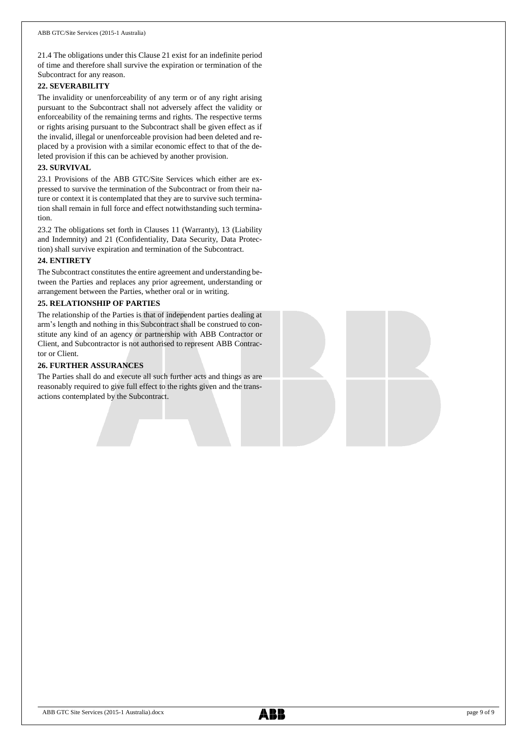21.4 The obligations under this Clause 21 exist for an indefinite period of time and therefore shall survive the expiration or termination of the Subcontract for any reason.

## 22. SEVERABILITY

The invalidity or unenforceability of any term or of any right arising pursuant to the Subcontract shall not adversely affect the validity or enforceability of the remaining terms and rights. The respective terms or rights arising pursuant to the Subcontract shall be given effect as if the invalid, illegal or unenforceable provision had been deleted and replaced by a provision with a similar economic effect to that of the deleted provision if this can be achieved by another provision.

## 23. SURVIVAL

23.1 Provisions of the ABB GTC/Site Services which either are expressed to survive the termination of the Subcontract or from their nature or context it is contemplated that they are to survive such termination shall remain in full force and effect notwithstanding such termination.

23.2 The obligations set forth in Clauses 11 (Warranty), 13 (Liability and Indemnity) and 21 (Confidentiality, Data Security, Data Protection) shall survive expiration and termination of the Subcontract.

## 24. ENTIRETY

The Subcontract constitutes the entire agreement and understanding between the Parties and replaces any prior agreement, understanding or arrangement between the Parties, whether oral or in writing.

## 25. RELATIONSHIP OF PARTIES

The relationship of the Parties is that of independent parties dealing at arm's length and nothing in this Subcontract shall be construed to constitute any kind of an agency or partnership with ABB Contractor or Client, and Subcontractor is not authorised to represent ABB Contractor or Client.

## 26. FURTHER ASSURANCES

The Parties shall do and execute all such further acts and things as are reasonably required to give full effect to the rights given and the transactions contemplated by the Subcontract.